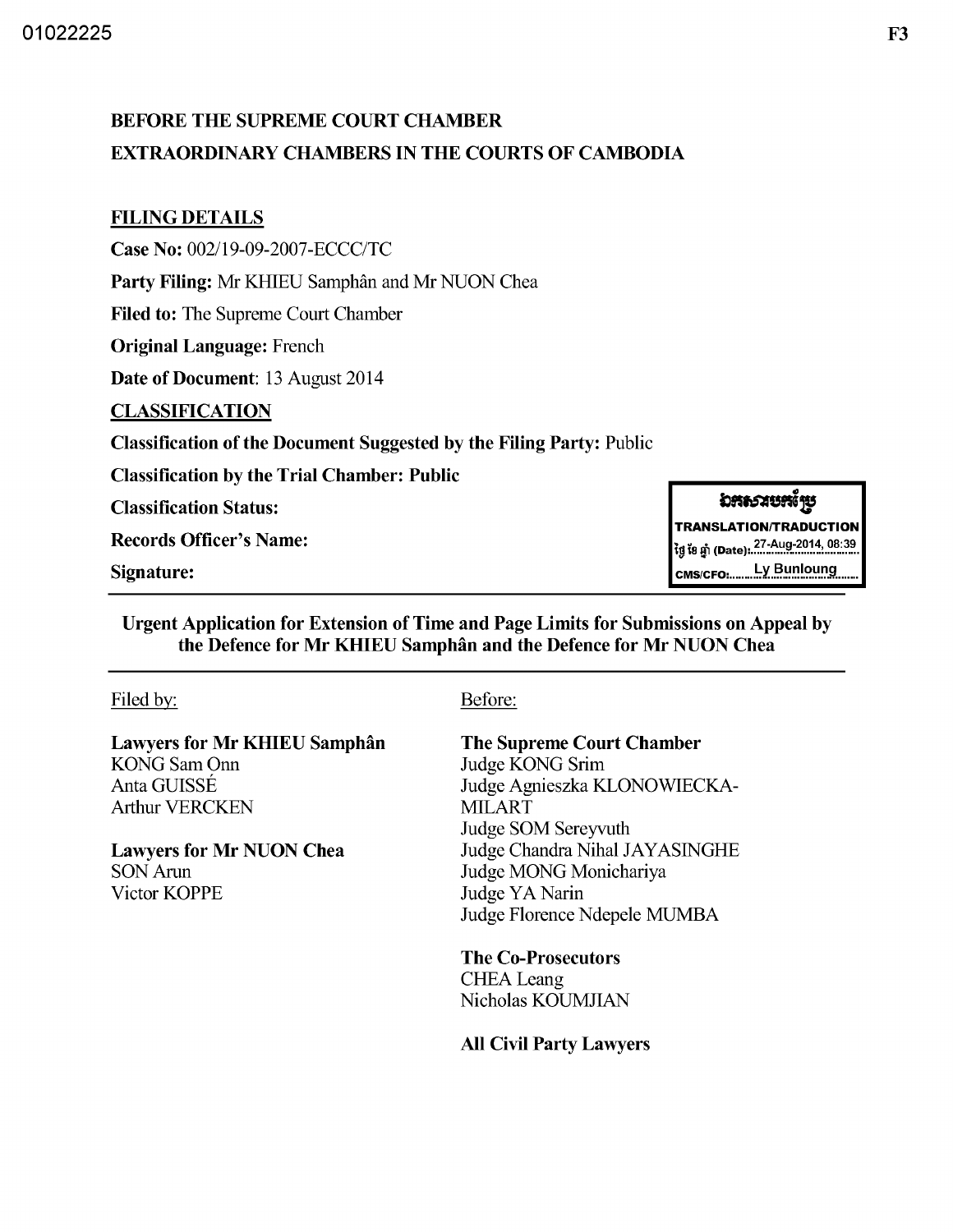01022225

F3

**BEFORE THE SUPREME COURT CHAMBER**
**EXTRAORDINARY CHAMBERS IN THE COURTS OF CAMBODIA**

**FILING DETAILS**

**Case No:** 002/19-09-2007-ECCC/TC

**Party Filing:** Mr KHIEU Samphân and Mr NUON Chea

**Filed to:** The Supreme Court Chamber

**Original Language:** French

**Date of Document:** 13 August 2014

**CLASSIFICATION**

**Classification of the Document Suggested by the Filing Party:** Public

**Classification by the Trial Chamber: Public**

**Classification Status:**

**Records Officer's Name:**

**Signature:**

ឯកសារបកប្រែ
TRANSLATION/TRADUCTION
ថ្ងៃ ខែ ឆ្នាំ (Date): 27-Aug-2014, 08:39
CMS/CFO: Ly Bunloung

**Urgent Application for Extension of Time and Page Limits for Submissions on Appeal by the Defence for Mr KHIEU Samphân and the Defence for Mr NUON Chea**

Filed by:

**Lawyers for Mr KHIEU Samphân**
KONG Sam Onn
Anta GUISSÉ
Arthur VERCKEN

**Lawyers for Mr NUON Chea**
SON Arun
Victor KOPPE

Before:

**The Supreme Court Chamber**
Judge KONG Srim
Judge Agnieszka KLONOWIECKA-MILART
Judge SOM Sereyvuth
Judge Chandra Nihal JAYASINGHE
Judge MONG Monichariya
Judge YA Narin
Judge Florence Ndepele MUMBA

**The Co-Prosecutors**
CHEA Leang
Nicholas KOUMJIAN

**All Civil Party Lawyers**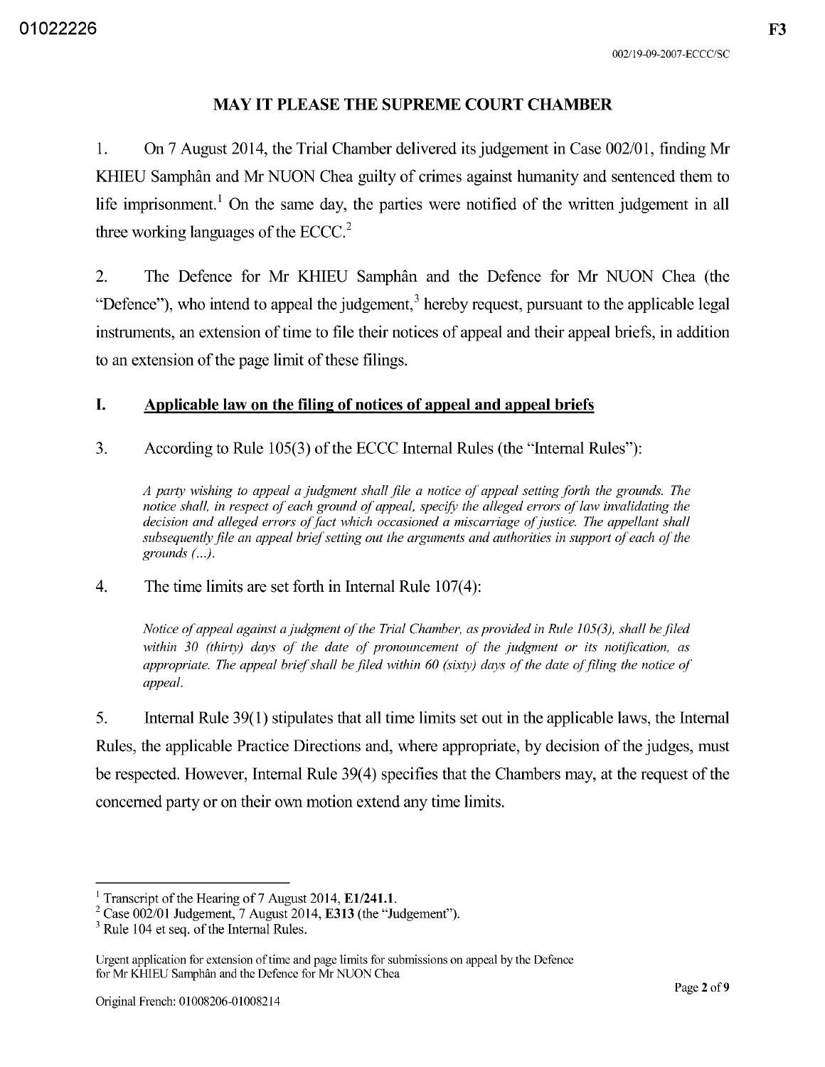## MAY IT PLEASE THE SUPREME COURT CHAMBER

1. On 7 August 2014, the Trial Chamber delivered its judgement in Case 002/01, finding Mr KHIEU Samphân and Mr NUON Chea guilty of crimes against humanity and sentenced them to life imprisonment.[1] On the same day, the parties were notified of the written judgement in all three working languages of the ECCC.[2]

2. The Defence for Mr KHIEU Samphân and the Defence for Mr NUON Chea (the "Defence"), who intend to appeal the judgement,[3] hereby request, pursuant to the applicable legal instruments, an extension of time to file their notices of appeal and their appeal briefs, in addition to an extension of the page limit of these filings.

### I. Applicable law on the filing of notices of appeal and appeal briefs

3. According to Rule 105(3) of the ECCC Internal Rules (the "Internal Rules"):

> *A party wishing to appeal a judgment shall file a notice of appeal setting forth the grounds. The notice shall, in respect of each ground of appeal, specify the alleged errors of law invalidating the decision and alleged errors of fact which occasioned a miscarriage of justice. The appellant shall subsequently file an appeal brief setting out the arguments and authorities in support of each of the grounds (...).*

4. The time limits are set forth in Internal Rule 107(4):

> *Notice of appeal against a judgment of the Trial Chamber, as provided in Rule 105(3), shall be filed within 30 (thirty) days of the date of pronouncement of the judgment or its notification, as appropriate. The appeal brief shall be filed within 60 (sixty) days of the date of filing the notice of appeal.*

5. Internal Rule 39(1) stipulates that all time limits set out in the applicable laws, the Internal Rules, the applicable Practice Directions and, where appropriate, by decision of the judges, must be respected. However, Internal Rule 39(4) specifies that the Chambers may, at the request of the concerned party or on their own motion extend any time limits.

---

[1] Transcript of the Hearing of 7 August 2014, **E1/241.1**.

[2] Case 002/01 Judgement, 7 August 2014, **E313** (the "Judgement").

[3] Rule 104 et seq. of the Internal Rules.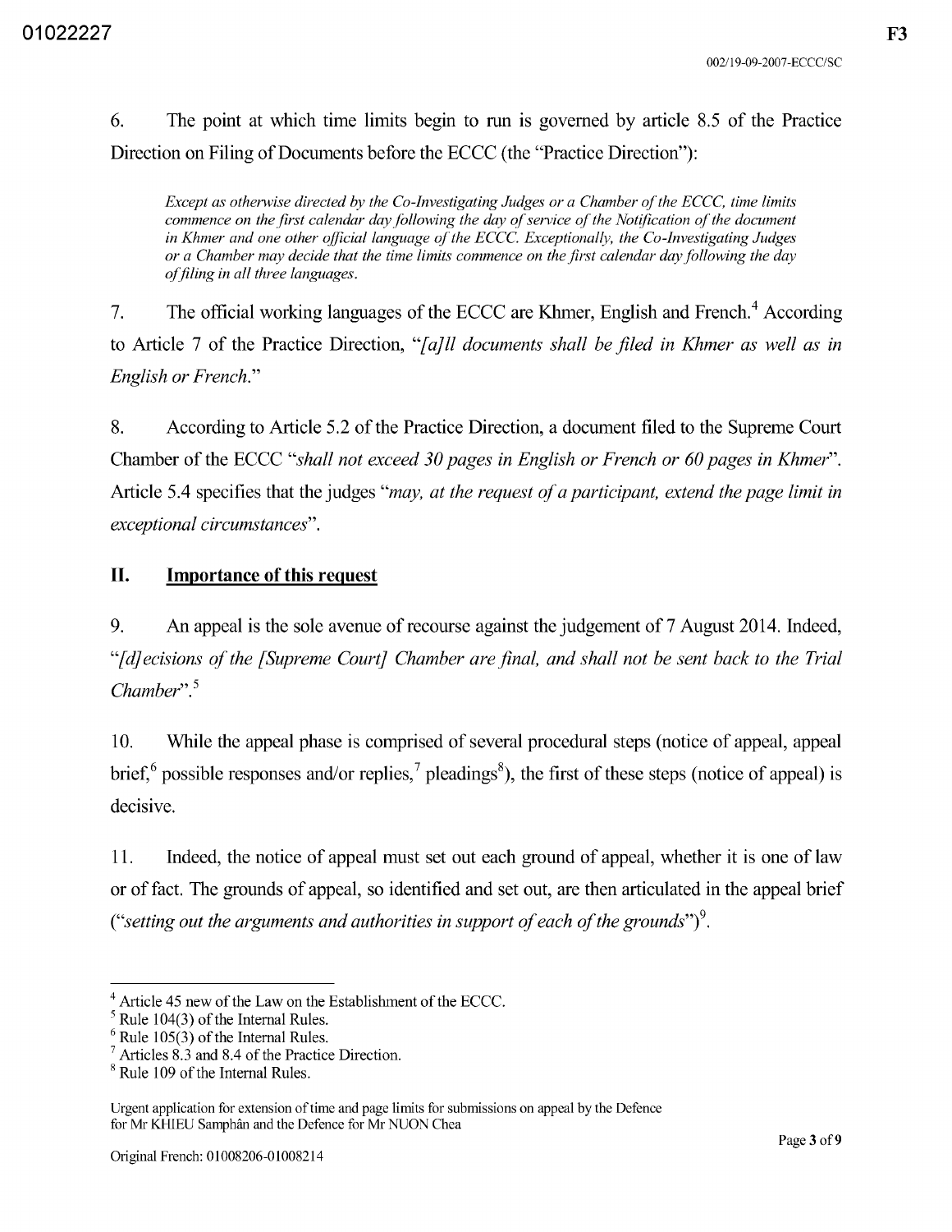6. The point at which time limits begin to run is governed by article 8.5 of the Practice Direction on Filing of Documents before the ECCC (the "Practice Direction"):

> *Except as otherwise directed by the Co-Investigating Judges or a Chamber of the ECCC, time limits commence on the first calendar day following the day of service of the Notification of the document in Khmer and one other official language of the ECCC. Exceptionally, the Co-Investigating Judges or a Chamber may decide that the time limits commence on the first calendar day following the day of filing in all three languages.*

7. The official working languages of the ECCC are Khmer, English and French.[4] According to Article 7 of the Practice Direction, "*[a]ll documents shall be filed in Khmer as well as in English or French.*"

8. According to Article 5.2 of the Practice Direction, a document filed to the Supreme Court Chamber of the ECCC "*shall not exceed 30 pages in English or French or 60 pages in Khmer*". Article 5.4 specifies that the judges "*may, at the request of a participant, extend the page limit in exceptional circumstances*".

## II. <u>Importance of this request</u>

9. An appeal is the sole avenue of recourse against the judgement of 7 August 2014. Indeed, "*[d]ecisions of the [Supreme Court] Chamber are final, and shall not be sent back to the Trial Chamber*".[5]

10. While the appeal phase is comprised of several procedural steps (notice of appeal, appeal brief,[6] possible responses and/or replies,[7] pleadings[8]), the first of these steps (notice of appeal) is decisive.

11. Indeed, the notice of appeal must set out each ground of appeal, whether it is one of law or of fact. The grounds of appeal, so identified and set out, are then articulated in the appeal brief ("*setting out the arguments and authorities in support of each of the grounds*")[9].

---

[4] Article 45 new of the Law on the Establishment of the ECCC.

[5] Rule 104(3) of the Internal Rules.

[6] Rule 105(3) of the Internal Rules.

[7] Articles 8.3 and 8.4 of the Practice Direction.

[8] Rule 109 of the Internal Rules.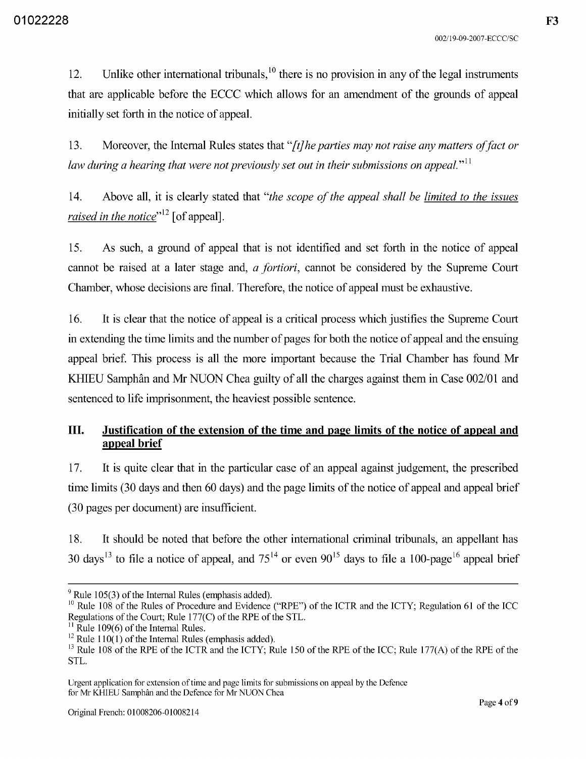12. Unlike other international tribunals,[10] there is no provision in any of the legal instruments that are applicable before the ECCC which allows for an amendment of the grounds of appeal initially set forth in the notice of appeal.

13. Moreover, the Internal Rules states that "*[t]he parties may not raise any matters of fact or law during a hearing that were not previously set out in their submissions on appeal.*"[11]

14. Above all, it is clearly stated that "*the scope of the appeal shall be <u>limited to the issues raised in the notice</u>*"[12] [of appeal].

15. As such, a ground of appeal that is not identified and set forth in the notice of appeal cannot be raised at a later stage and, *a fortiori*, cannot be considered by the Supreme Court Chamber, whose decisions are final. Therefore, the notice of appeal must be exhaustive.

16. It is clear that the notice of appeal is a critical process which justifies the Supreme Court in extending the time limits and the number of pages for both the notice of appeal and the ensuing appeal brief. This process is all the more important because the Trial Chamber has found Mr KHIEU Samphân and Mr NUON Chea guilty of all the charges against them in Case 002/01 and sentenced to life imprisonment, the heaviest possible sentence.

## III. Justification of the extension of the time and page limits of the notice of appeal and appeal brief

17. It is quite clear that in the particular case of an appeal against judgement, the prescribed time limits (30 days and then 60 days) and the page limits of the notice of appeal and appeal brief (30 pages per document) are insufficient.

18. It should be noted that before the other international criminal tribunals, an appellant has 30 days[13] to file a notice of appeal, and 75[14] or even 90[15] days to file a 100-page[16] appeal brief

---

[9] Rule 105(3) of the Internal Rules (emphasis added).

[10] Rule 108 of the Rules of Procedure and Evidence ("RPE") of the ICTR and the ICTY; Regulation 61 of the ICC Regulations of the Court; Rule 177(C) of the RPE of the STL.

[11] Rule 109(6) of the Internal Rules.

[12] Rule 110(1) of the Internal Rules (emphasis added).

[13] Rule 108 of the RPE of the ICTR and the ICTY; Rule 150 of the RPE of the ICC; Rule 177(A) of the RPE of the STL.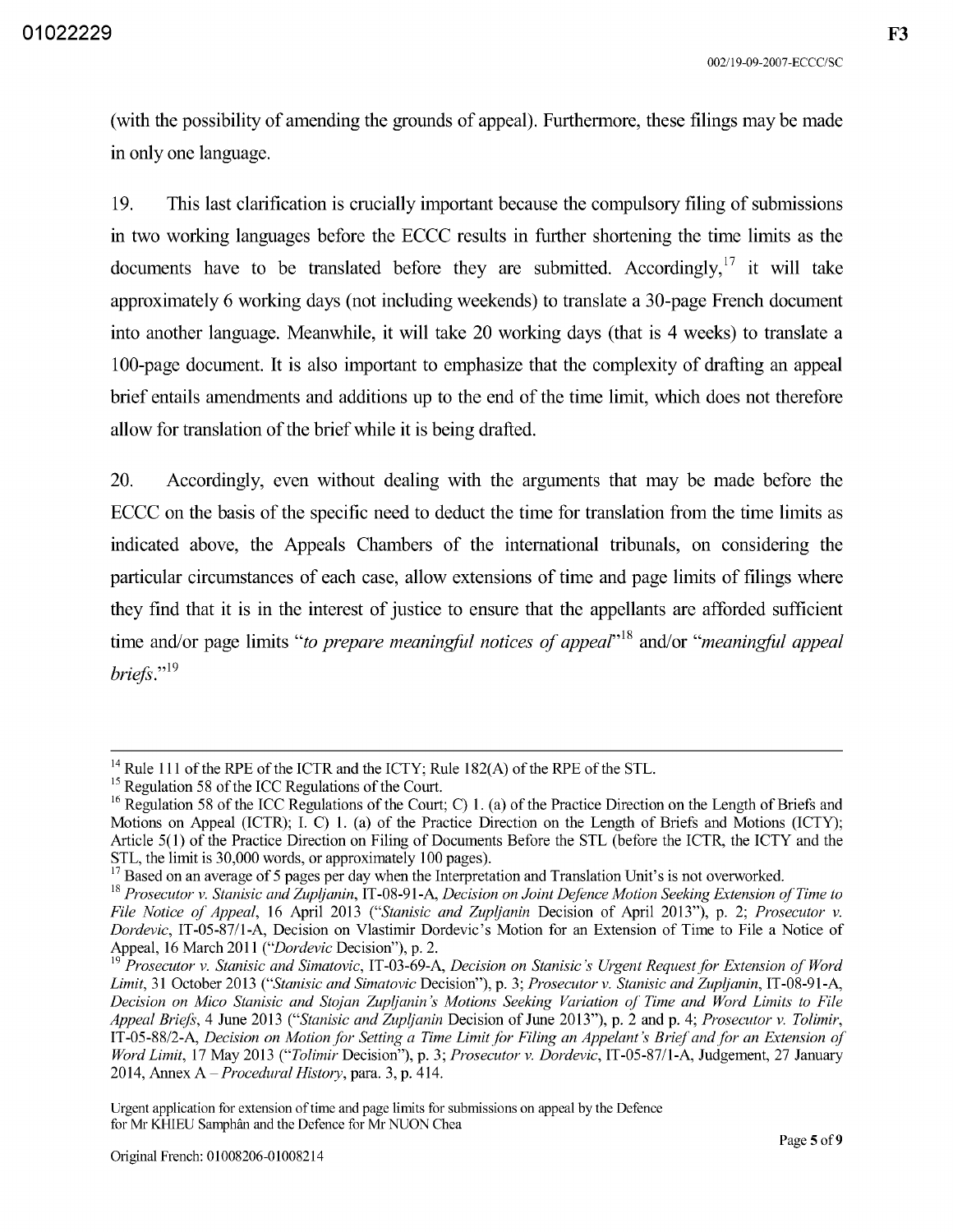(with the possibility of amending the grounds of appeal). Furthermore, these filings may be made in only one language.

19. This last clarification is crucially important because the compulsory filing of submissions in two working languages before the ECCC results in further shortening the time limits as the documents have to be translated before they are submitted. Accordingly,[17] it will take approximately 6 working days (not including weekends) to translate a 30-page French document into another language. Meanwhile, it will take 20 working days (that is 4 weeks) to translate a 100-page document. It is also important to emphasize that the complexity of drafting an appeal brief entails amendments and additions up to the end of the time limit, which does not therefore allow for translation of the brief while it is being drafted.

20. Accordingly, even without dealing with the arguments that may be made before the ECCC on the basis of the specific need to deduct the time for translation from the time limits as indicated above, the Appeals Chambers of the international tribunals, on considering the particular circumstances of each case, allow extensions of time and page limits of filings where they find that it is in the interest of justice to ensure that the appellants are afforded sufficient time and/or page limits "*to prepare meaningful notices of appeal*"[18] and/or "*meaningful appeal briefs*."[19]

---

[14] Rule 111 of the RPE of the ICTR and the ICTY; Rule 182(A) of the RPE of the STL.

[15] Regulation 58 of the ICC Regulations of the Court.

[16] Regulation 58 of the ICC Regulations of the Court; C) 1. (a) of the Practice Direction on the Length of Briefs and Motions on Appeal (ICTR); I. C) 1. (a) of the Practice Direction on the Length of Briefs and Motions (ICTY); Article 5(1) of the Practice Direction on Filing of Documents Before the STL (before the ICTR, the ICTY and the STL, the limit is 30,000 words, or approximately 100 pages).

[17] Based on an average of 5 pages per day when the Interpretation and Translation Unit's is not overworked.

[18] *Prosecutor v. Stanisic and Zupljanin*, IT-08-91-A, *Decision on Joint Defence Motion Seeking Extension of Time to File Notice of Appeal*, 16 April 2013 ("*Stanisic and Zupljanin* Decision of April 2013"), p. 2; *Prosecutor v. Dordevic*, IT-05-87/1-A, Decision on Vlastimir Dordevic's Motion for an Extension of Time to File a Notice of Appeal, 16 March 2011 ("*Dordevic* Decision"), p. 2.

[19] *Prosecutor v. Stanisic and Simatovic*, IT-03-69-A, *Decision on Stanisic's Urgent Request for Extension of Word Limit*, 31 October 2013 ("*Stanisic and Simatovic* Decision"), p. 3; *Prosecutor v. Stanisic and Zupljanin*, IT-08-91-A, *Decision on Mico Stanisic and Stojan Zupljanin's Motions Seeking Variation of Time and Word Limits to File Appeal Briefs*, 4 June 2013 ("*Stanisic and Zupljanin* Decision of June 2013"), p. 2 and p. 4; *Prosecutor v. Tolimir*, IT-05-88/2-A, *Decision on Motion for Setting a Time Limit for Filing an Appelant's Brief and for an Extension of Word Limit*, 17 May 2013 ("*Tolimir* Decision"), p. 3; *Prosecutor v. Dordevic*, IT-05-87/1-A, Judgement, 27 January 2014, Annex A – *Procedural History*, para. 3, p. 414.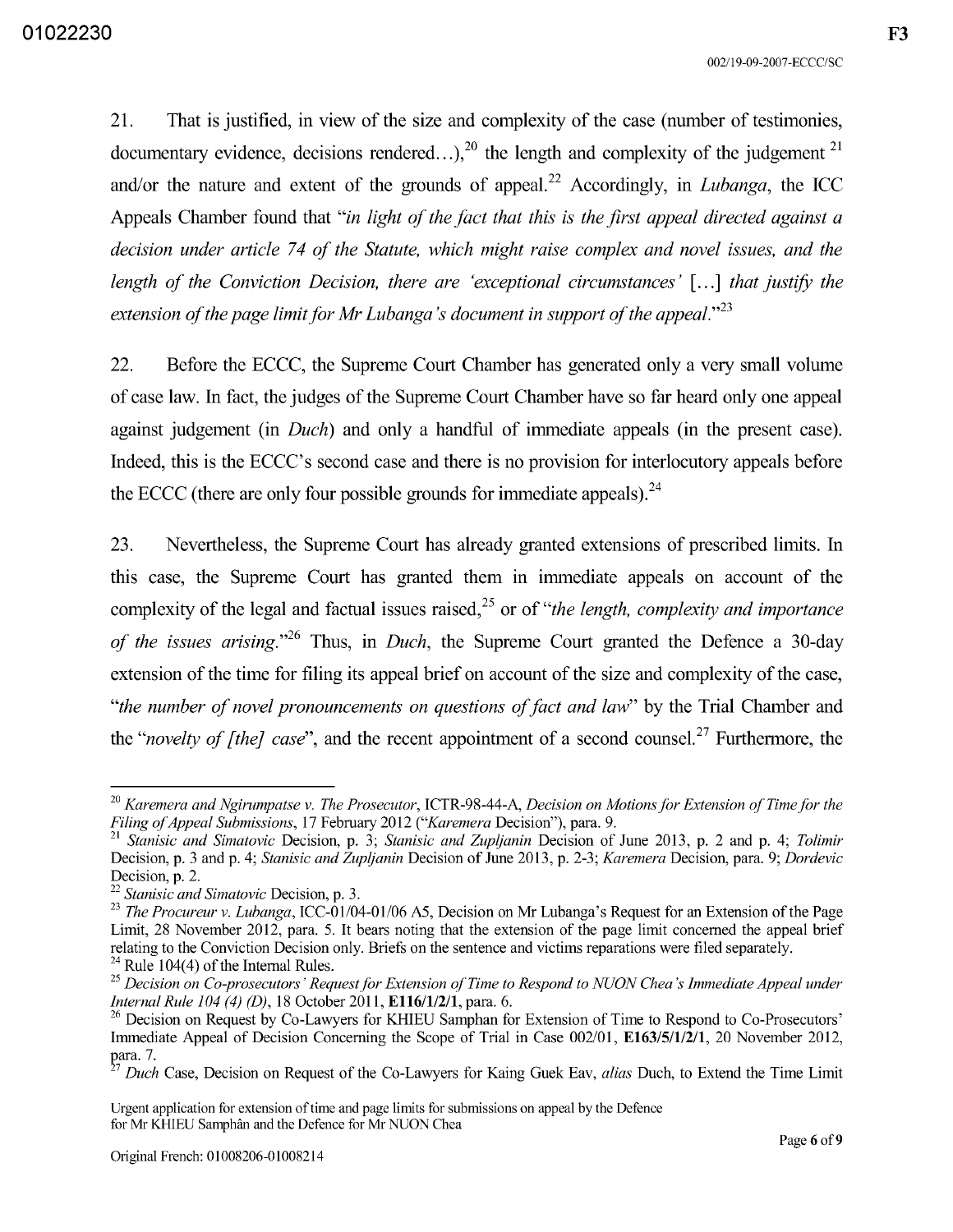21. That is justified, in view of the size and complexity of the case (number of testimonies, documentary evidence, decisions rendered…),[20] the length and complexity of the judgement [21] and/or the nature and extent of the grounds of appeal.[22] Accordingly, in *Lubanga*, the ICC Appeals Chamber found that "*in light of the fact that this is the first appeal directed against a decision under article 74 of the Statute, which might raise complex and novel issues, and the length of the Conviction Decision, there are 'exceptional circumstances' […] that justify the extension of the page limit for Mr Lubanga's document in support of the appeal.*"[23]

22. Before the ECCC, the Supreme Court Chamber has generated only a very small volume of case law. In fact, the judges of the Supreme Court Chamber have so far heard only one appeal against judgement (in *Duch*) and only a handful of immediate appeals (in the present case). Indeed, this is the ECCC's second case and there is no provision for interlocutory appeals before the ECCC (there are only four possible grounds for immediate appeals).[24]

23. Nevertheless, the Supreme Court has already granted extensions of prescribed limits. In this case, the Supreme Court has granted them in immediate appeals on account of the complexity of the legal and factual issues raised,[25] or of "*the length, complexity and importance of the issues arising.*"[26] Thus, in *Duch*, the Supreme Court granted the Defence a 30-day extension of the time for filing its appeal brief on account of the size and complexity of the case, "*the number of novel pronouncements on questions of fact and law*" by the Trial Chamber and the "*novelty of [the] case*", and the recent appointment of a second counsel.[27] Furthermore, the

---

[20] *Karemera and Ngirumpatse v. The Prosecutor*, ICTR-98-44-A, *Decision on Motions for Extension of Time for the Filing of Appeal Submissions*, 17 February 2012 ("*Karemera* Decision"), para. 9.

[21] *Stanisic and Simatovic* Decision, p. 3; *Stanisic and Zupljanin* Decision of June 2013, p. 2 and p. 4; *Tolimir* Decision, p. 3 and p. 4; *Stanisic and Zupljanin* Decision of June 2013, p. 2-3; *Karemera* Decision, para. 9; *Dordevic* Decision, p. 2.

[22] *Stanisic and Simatovic* Decision, p. 3.

[23] *The Procureur v. Lubanga*, ICC-01/04-01/06 A5, Decision on Mr Lubanga's Request for an Extension of the Page Limit, 28 November 2012, para. 5. It bears noting that the extension of the page limit concerned the appeal brief relating to the Conviction Decision only. Briefs on the sentence and victims reparations were filed separately.

[24] Rule 104(4) of the Internal Rules.

[25] *Decision on Co-prosecutors' Request for Extension of Time to Respond to NUON Chea's Immediate Appeal under Internal Rule 104 (4) (D)*, 18 October 2011, **E116/1/2/1**, para. 6.

[26] Decision on Request by Co-Lawyers for KHIEU Samphan for Extension of Time to Respond to Co-Prosecutors' Immediate Appeal of Decision Concerning the Scope of Trial in Case 002/01, **E163/5/1/2/1**, 20 November 2012, para. 7.

[27] *Duch* Case, Decision on Request of the Co-Lawyers for Kaing Guek Eav, *alias* Duch, to Extend the Time Limit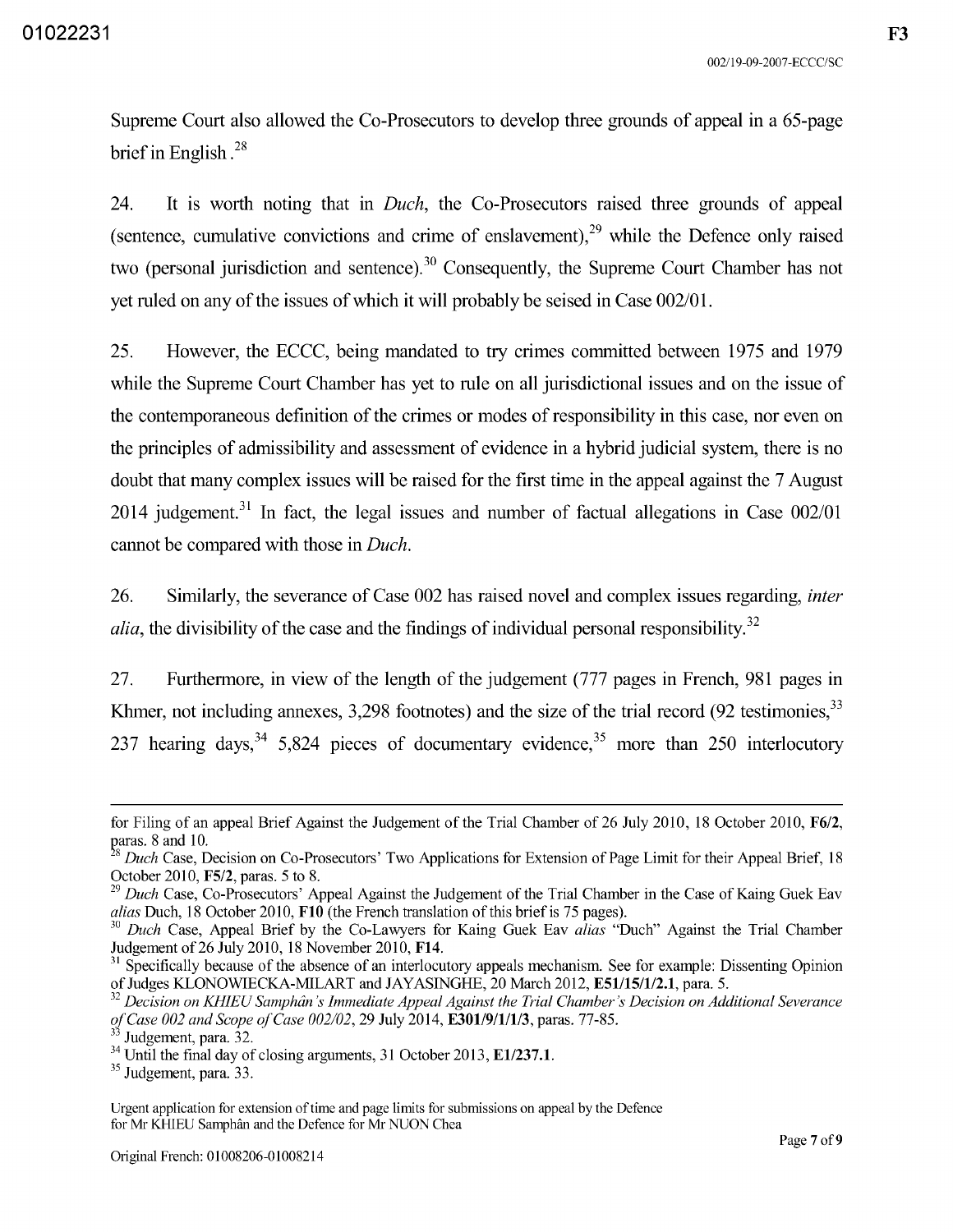Supreme Court also allowed the Co-Prosecutors to develop three grounds of appeal in a 65-page brief in English.[28]

24. It is worth noting that in *Duch*, the Co-Prosecutors raised three grounds of appeal (sentence, cumulative convictions and crime of enslavement),[29] while the Defence only raised two (personal jurisdiction and sentence).[30] Consequently, the Supreme Court Chamber has not yet ruled on any of the issues of which it will probably be seised in Case 002/01.

25. However, the ECCC, being mandated to try crimes committed between 1975 and 1979 while the Supreme Court Chamber has yet to rule on all jurisdictional issues and on the issue of the contemporaneous definition of the crimes or modes of responsibility in this case, nor even on the principles of admissibility and assessment of evidence in a hybrid judicial system, there is no doubt that many complex issues will be raised for the first time in the appeal against the 7 August 2014 judgement.[31] In fact, the legal issues and number of factual allegations in Case 002/01 cannot be compared with those in *Duch*.

26. Similarly, the severance of Case 002 has raised novel and complex issues regarding, *inter alia*, the divisibility of the case and the findings of individual personal responsibility.[32]

27. Furthermore, in view of the length of the judgement (777 pages in French, 981 pages in Khmer, not including annexes, 3,298 footnotes) and the size of the trial record (92 testimonies,[33] 237 hearing days,[34] 5,824 pieces of documentary evidence,[35] more than 250 interlocutory

---

for Filing of an appeal Brief Against the Judgement of the Trial Chamber of 26 July 2010, 18 October 2010, **F6/2**, paras. 8 and 10.

[28] *Duch* Case, Decision on Co-Prosecutors' Two Applications for Extension of Page Limit for their Appeal Brief, 18 October 2010, **F5/2**, paras. 5 to 8.

[29] *Duch* Case, Co-Prosecutors' Appeal Against the Judgement of the Trial Chamber in the Case of Kaing Guek Eav *alias* Duch, 18 October 2010, **F10** (the French translation of this brief is 75 pages).

[30] *Duch* Case, Appeal Brief by the Co-Lawyers for Kaing Guek Eav *alias* "Duch" Against the Trial Chamber Judgement of 26 July 2010, 18 November 2010, **F14**.

[31] Specifically because of the absence of an interlocutory appeals mechanism. See for example: Dissenting Opinion of Judges KLONOWIECKA-MILART and JAYASINGHE, 20 March 2012, **E51/15/1/2.1**, para. 5.

[32] *Decision on KHIEU Samphân's Immediate Appeal Against the Trial Chamber's Decision on Additional Severance of Case 002 and Scope of Case 002/02*, 29 July 2014, **E301/9/1/1/3**, paras. 77-85.

[33] Judgement, para. 32.

[34] Until the final day of closing arguments, 31 October 2013, **E1/237.1**.

[35] Judgement, para. 33.

Urgent application for extension of time and page limits for submissions on appeal by the Defence for Mr KHIEU Samphân and the Defence for Mr NUON Chea

Original French: 01008206-01008214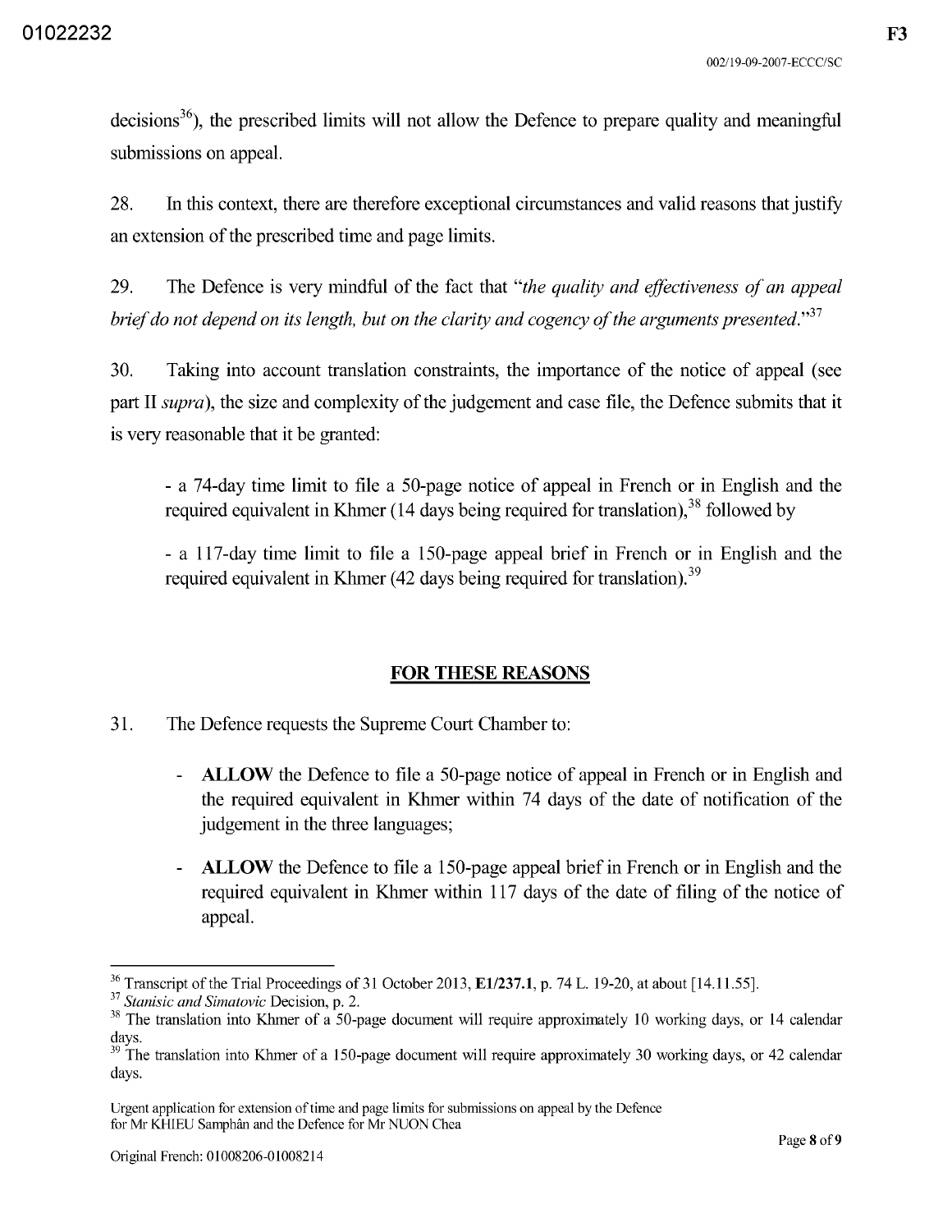decisions[36]), the prescribed limits will not allow the Defence to prepare quality and meaningful submissions on appeal.

28. In this context, there are therefore exceptional circumstances and valid reasons that justify an extension of the prescribed time and page limits.

29. The Defence is very mindful of the fact that "*the quality and effectiveness of an appeal brief do not depend on its length, but on the clarity and cogency of the arguments presented*."[37]

30. Taking into account translation constraints, the importance of the notice of appeal (see part II *supra*), the size and complexity of the judgement and case file, the Defence submits that it is very reasonable that it be granted:

- a 74-day time limit to file a 50-page notice of appeal in French or in English and the required equivalent in Khmer (14 days being required for translation),[38] followed by

- a 117-day time limit to file a 150-page appeal brief in French or in English and the required equivalent in Khmer (42 days being required for translation).[39]

## FOR THESE REASONS

31. The Defence requests the Supreme Court Chamber to:

- **ALLOW** the Defence to file a 50-page notice of appeal in French or in English and the required equivalent in Khmer within 74 days of the date of notification of the judgement in the three languages;

- **ALLOW** the Defence to file a 150-page appeal brief in French or in English and the required equivalent in Khmer within 117 days of the date of filing of the notice of appeal.

---

[36] Transcript of the Trial Proceedings of 31 October 2013, **E1/237.1**, p. 74 L. 19-20, at about [14.11.55].

[37] *Stanisic and Simatovic* Decision, p. 2.

[38] The translation into Khmer of a 50-page document will require approximately 10 working days, or 14 calendar days.

[39] The translation into Khmer of a 150-page document will require approximately 30 working days, or 42 calendar days.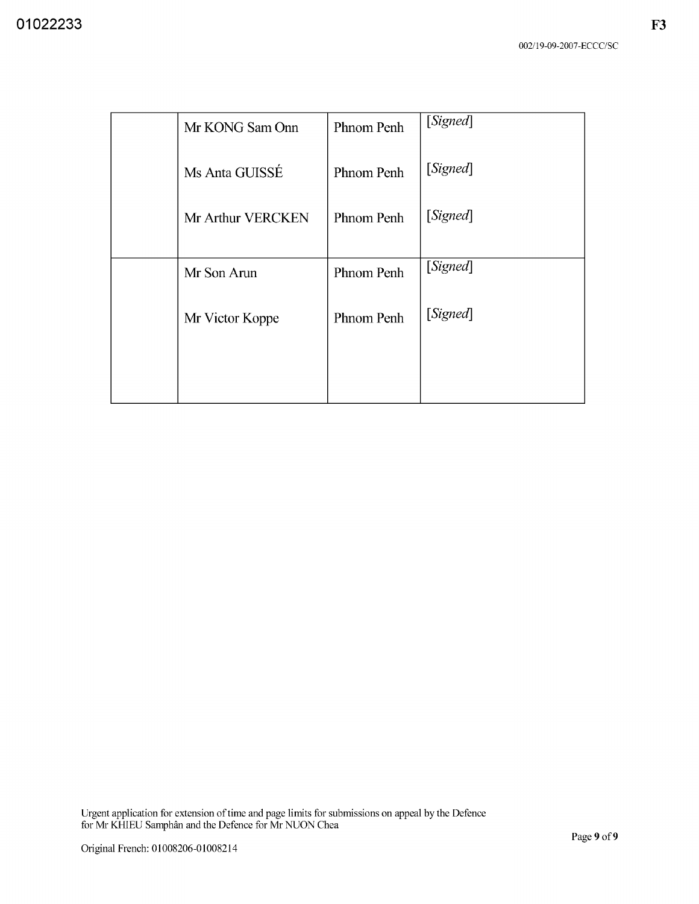| | | | |
|---|---|---|---|
| | Mr KONG Sam Onn<br><br>Ms Anta GUISSÉ<br><br>Mr Arthur VERCKEN | Phnom Penh<br><br>Phnom Penh<br><br>Phnom Penh | [*Signed*]<br><br>[*Signed*]<br><br>[*Signed*] |
| | Mr Son Arun<br><br>Mr Victor Koppe | Phnom Penh<br><br>Phnom Penh | [*Signed*]<br><br>[*Signed*] |